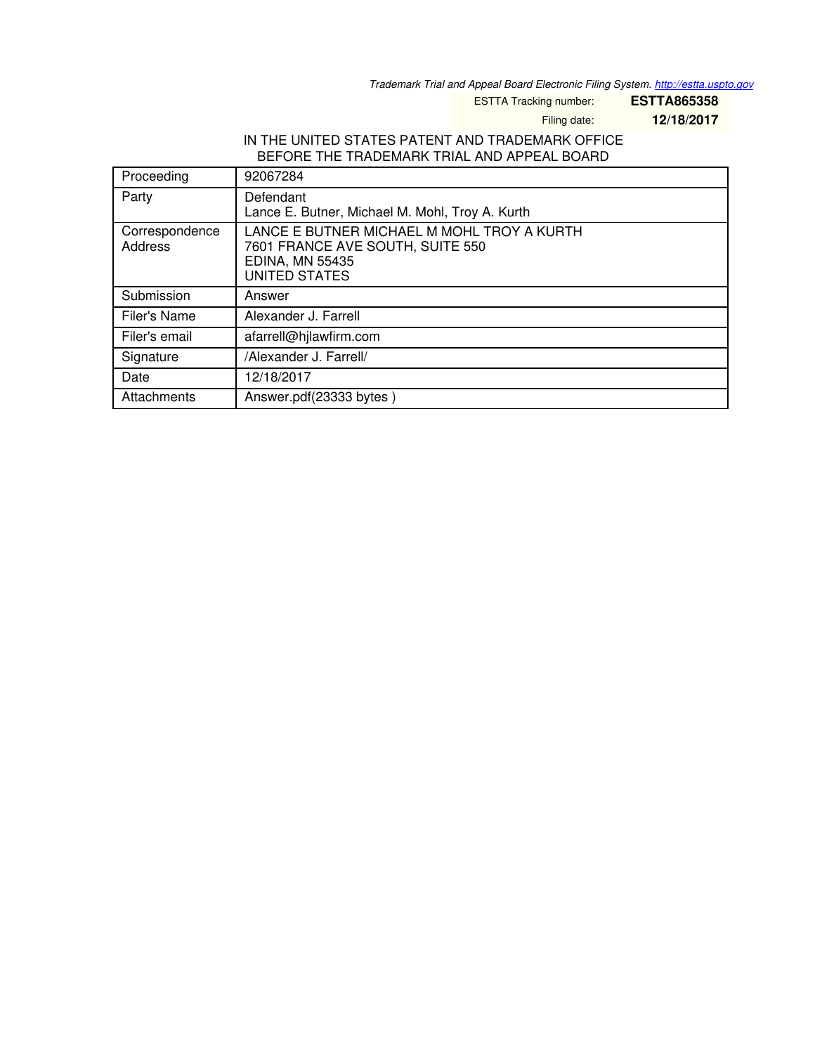*Trademark Trial and Appeal Board Electronic Filing System. http://estta.uspto.gov*

ESTTA Tracking number: **ESTTA865358**

Filing date: **12/18/2017**

IN THE UNITED STATES PATENT AND TRADEMARK OFFICE
BEFORE THE TRADEMARK TRIAL AND APPEAL BOARD

| | |
|---|---|
| Proceeding | 92067284 |
| Party | Defendant<br>Lance E. Butner, Michael M. Mohl, Troy A. Kurth |
| Correspondence Address | LANCE E BUTNER MICHAEL M MOHL TROY A KURTH<br>7601 FRANCE AVE SOUTH, SUITE 550<br>EDINA, MN 55435<br>UNITED STATES |
| Submission | Answer |
| Filer's Name | Alexander J. Farrell |
| Filer's email | afarrell@hjlawfirm.com |
| Signature | /Alexander J. Farrell/ |
| Date | 12/18/2017 |
| Attachments | Answer.pdf(23333 bytes ) |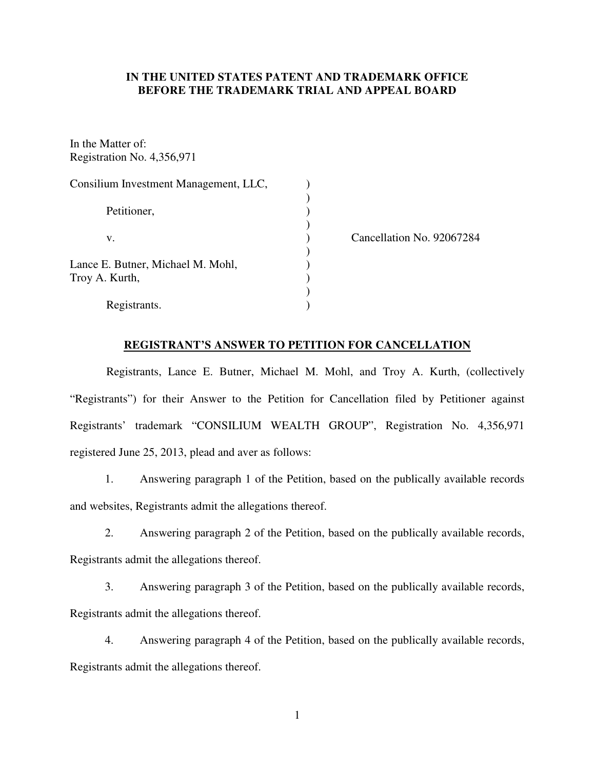**IN THE UNITED STATES PATENT AND TRADEMARK OFFICE**
**BEFORE THE TRADEMARK TRIAL AND APPEAL BOARD**

In the Matter of:
Registration No. 4,356,971

| | | |
|---|---|---|
| Consilium Investment Management, LLC, | ) | |
| | ) | |
| Petitioner, | ) | |
| | ) | |
| v. | ) | Cancellation No. 92067284 |
| | ) | |
| Lance E. Butner, Michael M. Mohl, | ) | |
| Troy A. Kurth, | ) | |
| | ) | |
| Registrants. | ) | |

**REGISTRANT'S ANSWER TO PETITION FOR CANCELLATION**

Registrants, Lance E. Butner, Michael M. Mohl, and Troy A. Kurth, (collectively "Registrants") for their Answer to the Petition for Cancellation filed by Petitioner against Registrants' trademark "CONSILIUM WEALTH GROUP", Registration No. 4,356,971 registered June 25, 2013, plead and aver as follows:

1. Answering paragraph 1 of the Petition, based on the publically available records and websites, Registrants admit the allegations thereof.

2. Answering paragraph 2 of the Petition, based on the publically available records, Registrants admit the allegations thereof.

3. Answering paragraph 3 of the Petition, based on the publically available records, Registrants admit the allegations thereof.

4. Answering paragraph 4 of the Petition, based on the publically available records, Registrants admit the allegations thereof.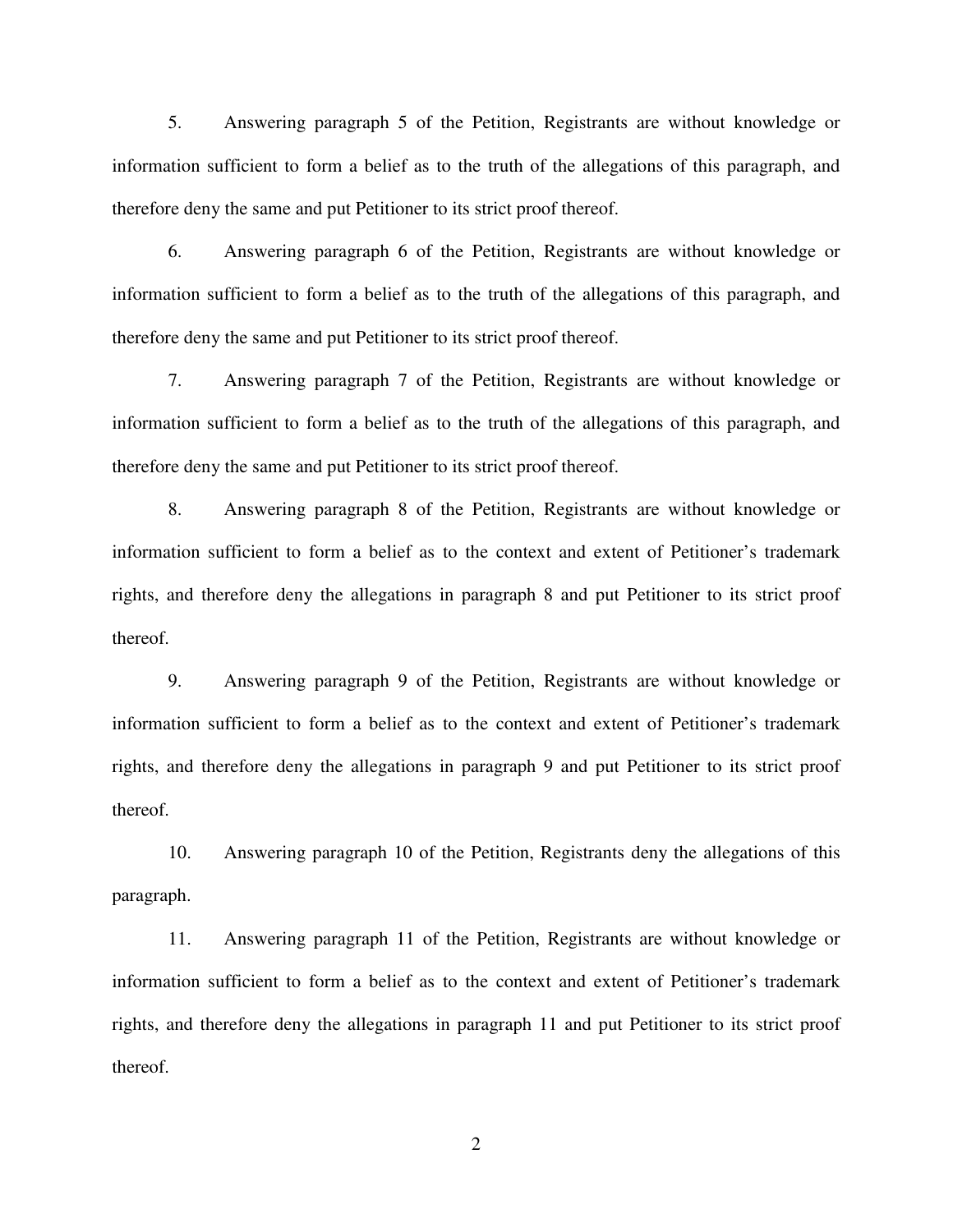5. Answering paragraph 5 of the Petition, Registrants are without knowledge or information sufficient to form a belief as to the truth of the allegations of this paragraph, and therefore deny the same and put Petitioner to its strict proof thereof.

6. Answering paragraph 6 of the Petition, Registrants are without knowledge or information sufficient to form a belief as to the truth of the allegations of this paragraph, and therefore deny the same and put Petitioner to its strict proof thereof.

7. Answering paragraph 7 of the Petition, Registrants are without knowledge or information sufficient to form a belief as to the truth of the allegations of this paragraph, and therefore deny the same and put Petitioner to its strict proof thereof.

8. Answering paragraph 8 of the Petition, Registrants are without knowledge or information sufficient to form a belief as to the context and extent of Petitioner's trademark rights, and therefore deny the allegations in paragraph 8 and put Petitioner to its strict proof thereof.

9. Answering paragraph 9 of the Petition, Registrants are without knowledge or information sufficient to form a belief as to the context and extent of Petitioner's trademark rights, and therefore deny the allegations in paragraph 9 and put Petitioner to its strict proof thereof.

10. Answering paragraph 10 of the Petition, Registrants deny the allegations of this paragraph.

11. Answering paragraph 11 of the Petition, Registrants are without knowledge or information sufficient to form a belief as to the context and extent of Petitioner's trademark rights, and therefore deny the allegations in paragraph 11 and put Petitioner to its strict proof thereof.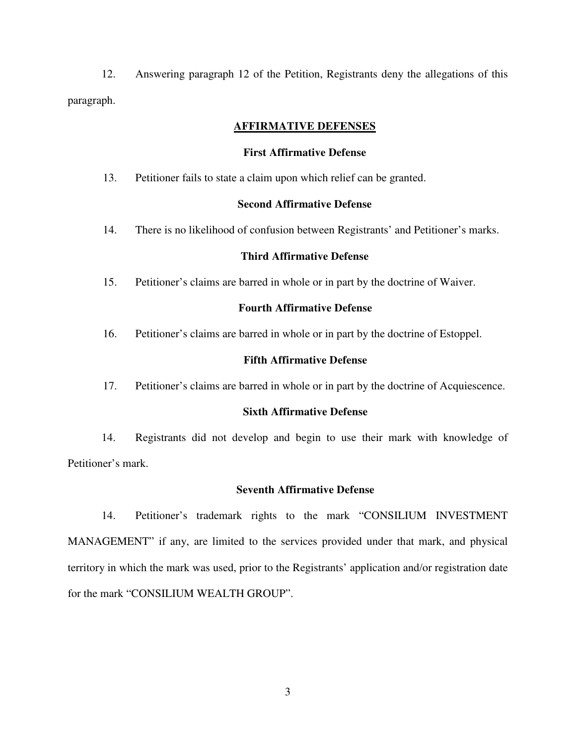12. Answering paragraph 12 of the Petition, Registrants deny the allegations of this paragraph.

## AFFIRMATIVE DEFENSES

### First Affirmative Defense

13. Petitioner fails to state a claim upon which relief can be granted.

### Second Affirmative Defense

14. There is no likelihood of confusion between Registrants' and Petitioner's marks.

### Third Affirmative Defense

15. Petitioner's claims are barred in whole or in part by the doctrine of Waiver.

### Fourth Affirmative Defense

16. Petitioner's claims are barred in whole or in part by the doctrine of Estoppel.

### Fifth Affirmative Defense

17. Petitioner's claims are barred in whole or in part by the doctrine of Acquiescence.

### Sixth Affirmative Defense

14. Registrants did not develop and begin to use their mark with knowledge of Petitioner's mark.

### Seventh Affirmative Defense

14. Petitioner's trademark rights to the mark "CONSILIUM INVESTMENT MANAGEMENT" if any, are limited to the services provided under that mark, and physical territory in which the mark was used, prior to the Registrants' application and/or registration date for the mark "CONSILIUM WEALTH GROUP".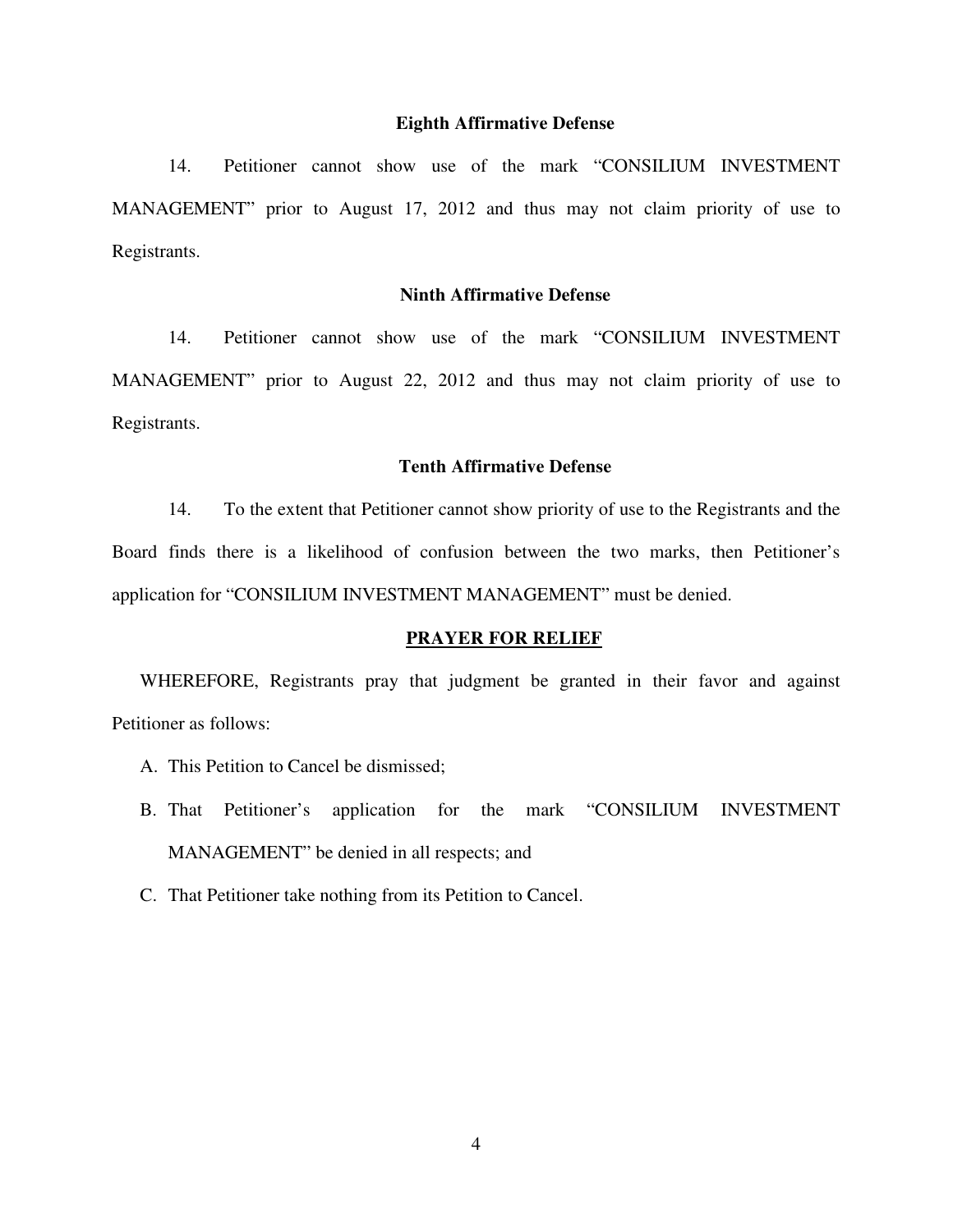**Eighth Affirmative Defense**

14. Petitioner cannot show use of the mark "CONSILIUM INVESTMENT MANAGEMENT" prior to August 17, 2012 and thus may not claim priority of use to Registrants.

**Ninth Affirmative Defense**

14. Petitioner cannot show use of the mark "CONSILIUM INVESTMENT MANAGEMENT" prior to August 22, 2012 and thus may not claim priority of use to Registrants.

**Tenth Affirmative Defense**

14. To the extent that Petitioner cannot show priority of use to the Registrants and the Board finds there is a likelihood of confusion between the two marks, then Petitioner's application for "CONSILIUM INVESTMENT MANAGEMENT" must be denied.

**PRAYER FOR RELIEF**

WHEREFORE, Registrants pray that judgment be granted in their favor and against Petitioner as follows:

A. This Petition to Cancel be dismissed;

B. That Petitioner's application for the mark "CONSILIUM INVESTMENT MANAGEMENT" be denied in all respects; and

C. That Petitioner take nothing from its Petition to Cancel.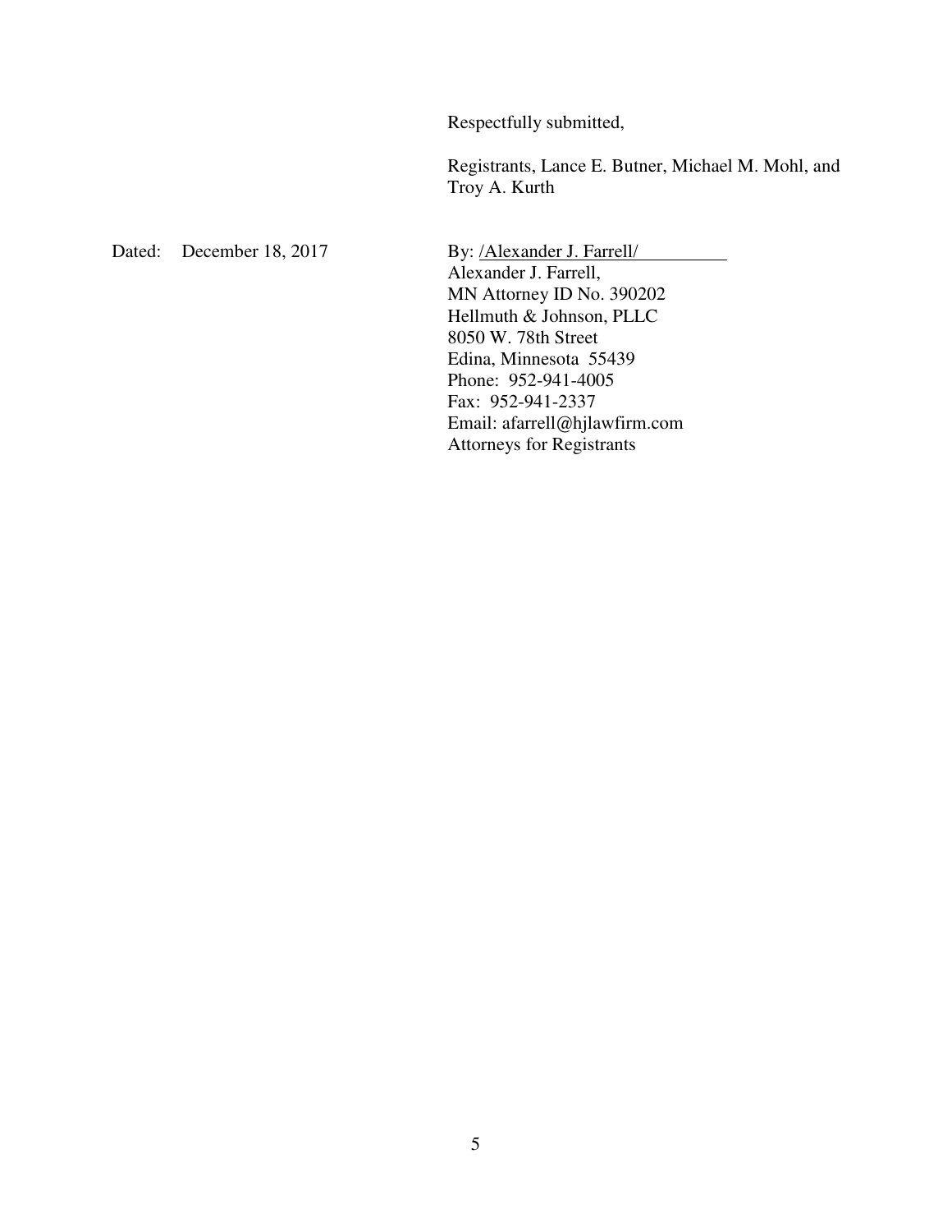Respectfully submitted,

Registrants, Lance E. Butner, Michael M. Mohl, and Troy A. Kurth

Dated: December 18, 2017

By: /Alexander J. Farrell/
Alexander J. Farrell,
MN Attorney ID No. 390202
Hellmuth & Johnson, PLLC
8050 W. 78th Street
Edina, Minnesota 55439
Phone: 952-941-4005
Fax: 952-941-2337
Email: afarrell@hjlawfirm.com
Attorneys for Registrants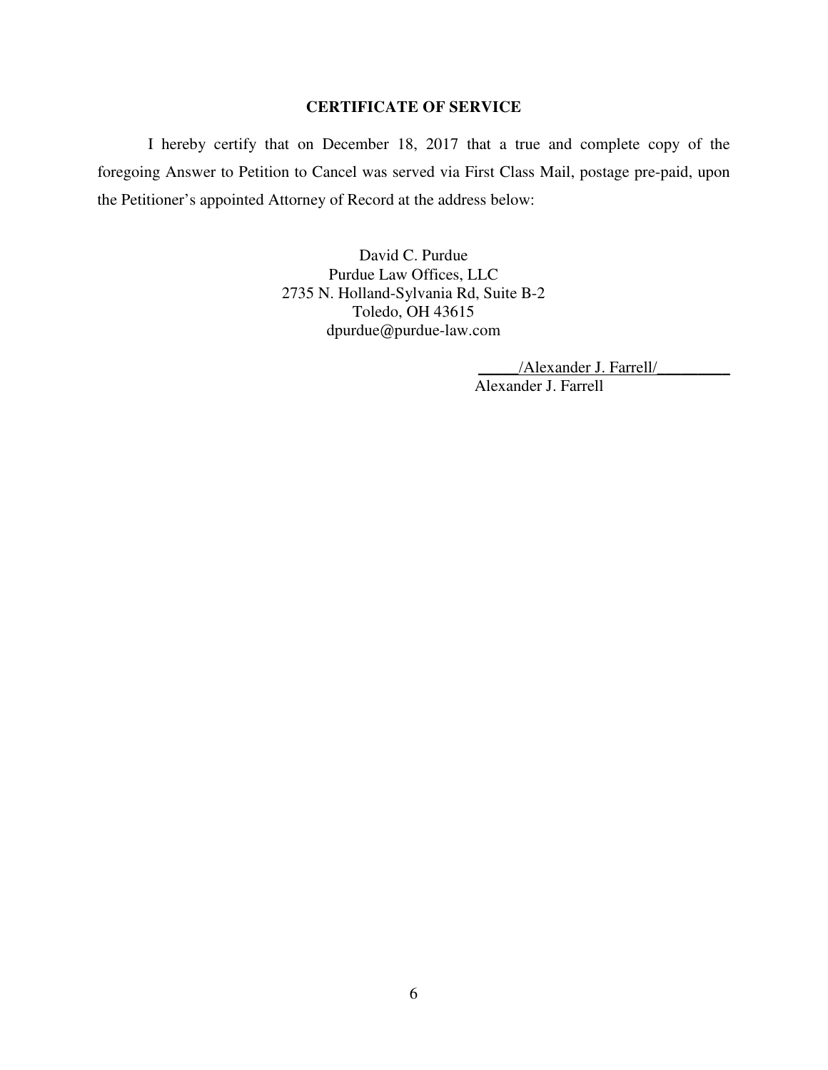## CERTIFICATE OF SERVICE

I hereby certify that on December 18, 2017 that a true and complete copy of the foregoing Answer to Petition to Cancel was served via First Class Mail, postage pre-paid, upon the Petitioner's appointed Attorney of Record at the address below:

David C. Purdue
Purdue Law Offices, LLC
2735 N. Holland-Sylvania Rd, Suite B-2
Toledo, OH 43615
dpurdue@purdue-law.com

_____/Alexander J. Farrell/_________
Alexander J. Farrell